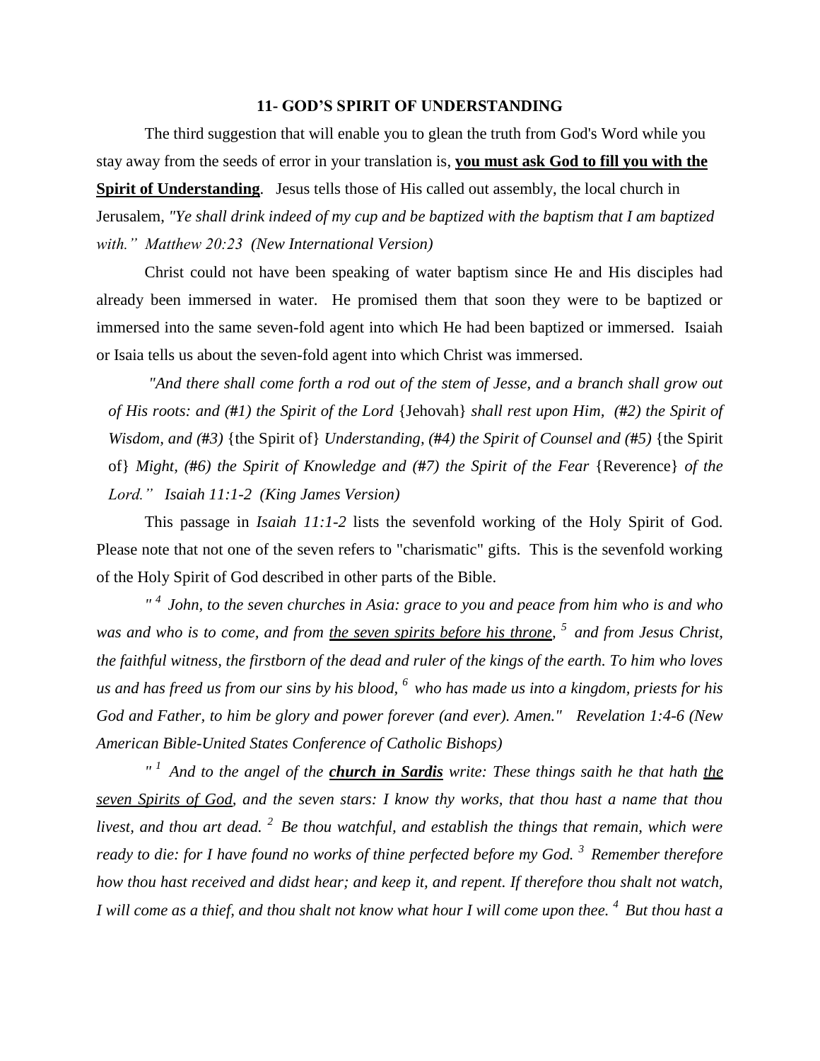## 11- GOD'S SPIRIT OF UNDERSTANDING

The third suggestion that will enable you to glean the truth from God's Word while you stay away from the seeds of error in your translation is, **<u>you must ask God to fill you with the Spirit of Understanding</u>**. Jesus tells those of His called out assembly, the local church in Jerusalem, *"Ye shall drink indeed of my cup and be baptized with the baptism that I am baptized with." Matthew 20:23 (New International Version)*

Christ could not have been speaking of water baptism since He and His disciples had already been immersed in water. He promised them that soon they were to be baptized or immersed into the same seven-fold agent into which He had been baptized or immersed. Isaiah or Isaia tells us about the seven-fold agent into which Christ was immersed.

> *"And there shall come forth a rod out of the stem of Jesse, and a branch shall grow out of His roots: and (#1) the Spirit of the Lord* {Jehovah} *shall rest upon Him, (#2) the Spirit of Wisdom, and (#3)* {the Spirit of} *Understanding, (#4) the Spirit of Counsel and (#5)* {the Spirit of} *Might, (#6) the Spirit of Knowledge and (#7) the Spirit of the Fear* {Reverence} *of the Lord." Isaiah 11:1-2 (King James Version)*

This passage in *Isaiah 11:1-2* lists the sevenfold working of the Holy Spirit of God. Please note that not one of the seven refers to "charismatic" gifts. This is the sevenfold working of the Holy Spirit of God described in other parts of the Bible.

*"[4] John, to the seven churches in Asia: grace to you and peace from him who is and who was and who is to come, and from <u>the seven spirits before his throne</u>, [5] and from Jesus Christ, the faithful witness, the firstborn of the dead and ruler of the kings of the earth. To him who loves us and has freed us from our sins by his blood, [6] who has made us into a kingdom, priests for his God and Father, to him be glory and power forever (and ever). Amen." Revelation 1:4-6 (New American Bible-United States Conference of Catholic Bishops)*

*"[1] And to the angel of the **<u>church in Sardis</u>** write: These things saith he that hath <u>the seven Spirits of God</u>, and the seven stars: I know thy works, that thou hast a name that thou livest, and thou art dead. [2] Be thou watchful, and establish the things that remain, which were ready to die: for I have found no works of thine perfected before my God. [3] Remember therefore how thou hast received and didst hear; and keep it, and repent. If therefore thou shalt not watch, I will come as a thief, and thou shalt not know what hour I will come upon thee. [4] But thou hast a*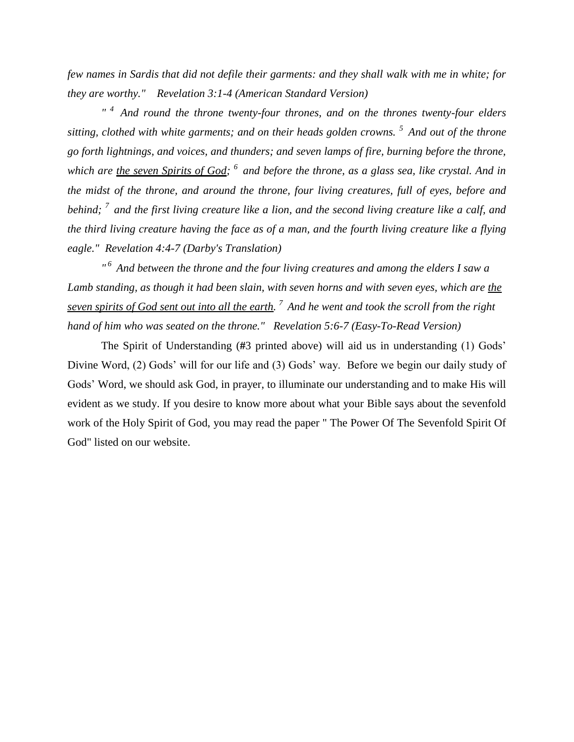*few names in Sardis that did not defile their garments: and they shall walk with me in white; for they are worthy." Revelation 3:1-4 (American Standard Version)*

*"[4] And round the throne twenty-four thrones, and on the thrones twenty-four elders sitting, clothed with white garments; and on their heads golden crowns. [5] And out of the throne go forth lightnings, and voices, and thunders; and seven lamps of fire, burning before the throne, which are <u>the seven Spirits of God</u>; [6] and before the throne, as a glass sea, like crystal. And in the midst of the throne, and around the throne, four living creatures, full of eyes, before and behind; [7] and the first living creature like a lion, and the second living creature like a calf, and the third living creature having the face as of a man, and the fourth living creature like a flying eagle." Revelation 4:4-7 (Darby's Translation)*

*"[6] And between the throne and the four living creatures and among the elders I saw a Lamb standing, as though it had been slain, with seven horns and with seven eyes, which are <u>the seven spirits of God sent out into all the earth</u>. [7] And he went and took the scroll from the right hand of him who was seated on the throne." Revelation 5:6-7 (Easy-To-Read Version)*

The Spirit of Understanding (#3 printed above) will aid us in understanding (1) Gods' Divine Word, (2) Gods' will for our life and (3) Gods' way. Before we begin our daily study of Gods' Word, we should ask God, in prayer, to illuminate our understanding and to make His will evident as we study. If you desire to know more about what your Bible says about the sevenfold work of the Holy Spirit of God, you may read the paper " The Power Of The Sevenfold Spirit Of God" listed on our website.